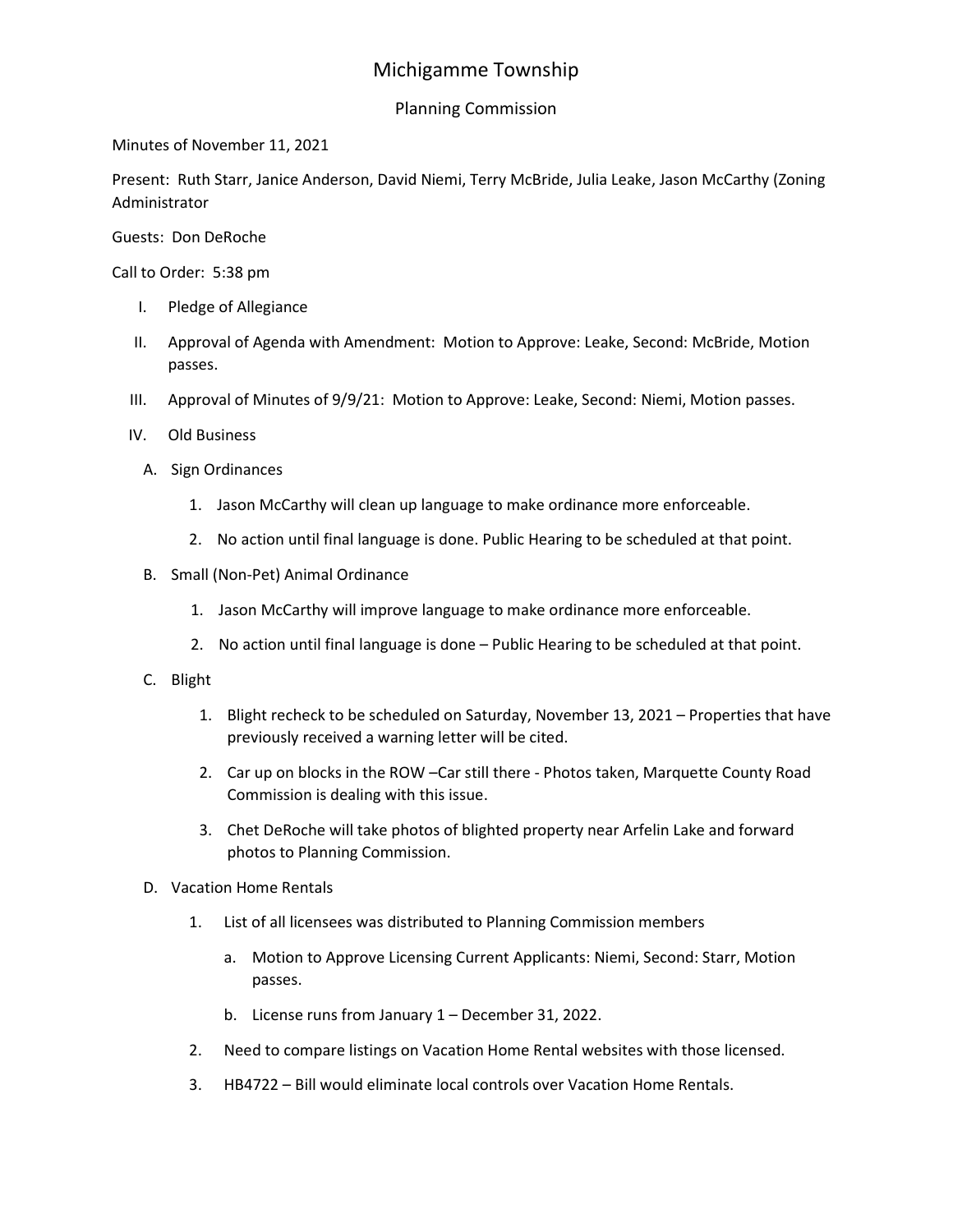# Michigamme Township

## Planning Commission

Minutes of November 11, 2021

Present: Ruth Starr, Janice Anderson, David Niemi, Terry McBride, Julia Leake, Jason McCarthy (Zoning Administrator

Guests: Don DeRoche

Call to Order: 5:38 pm

I. Pledge of Allegiance

II. Approval of Agenda with Amendment: Motion to Approve: Leake, Second: McBride, Motion passes.

III. Approval of Minutes of 9/9/21: Motion to Approve: Leake, Second: Niemi, Motion passes.

IV. Old Business

A. Sign Ordinances

1. Jason McCarthy will clean up language to make ordinance more enforceable.
2. No action until final language is done. Public Hearing to be scheduled at that point.

B. Small (Non-Pet) Animal Ordinance

1. Jason McCarthy will improve language to make ordinance more enforceable.
2. No action until final language is done – Public Hearing to be scheduled at that point.

C. Blight

1. Blight recheck to be scheduled on Saturday, November 13, 2021 – Properties that have previously received a warning letter will be cited.
2. Car up on blocks in the ROW –Car still there - Photos taken, Marquette County Road Commission is dealing with this issue.
3. Chet DeRoche will take photos of blighted property near Arfelin Lake and forward photos to Planning Commission.

D. Vacation Home Rentals

1. List of all licensees was distributed to Planning Commission members
   a. Motion to Approve Licensing Current Applicants: Niemi, Second: Starr, Motion passes.
   b. License runs from January 1 – December 31, 2022.
2. Need to compare listings on Vacation Home Rental websites with those licensed.
3. HB4722 – Bill would eliminate local controls over Vacation Home Rentals.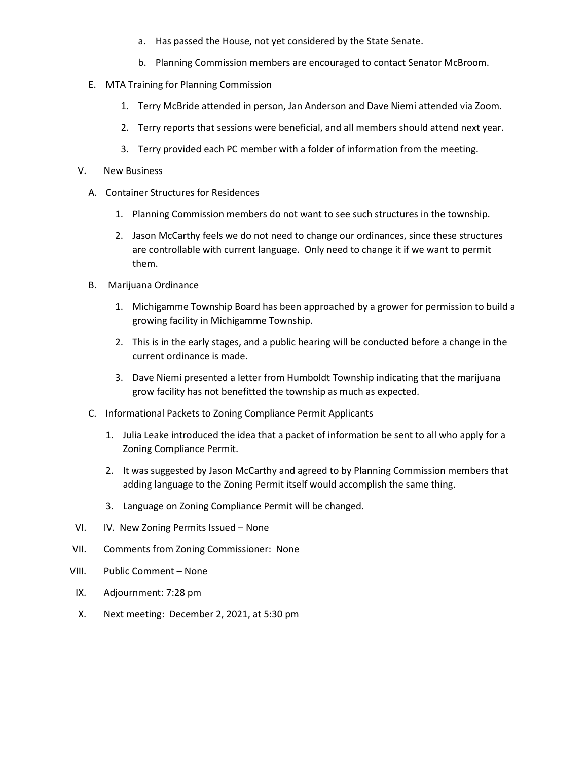a. Has passed the House, not yet considered by the State Senate.

b. Planning Commission members are encouraged to contact Senator McBroom.

E. MTA Training for Planning Commission

1. Terry McBride attended in person, Jan Anderson and Dave Niemi attended via Zoom.
2. Terry reports that sessions were beneficial, and all members should attend next year.
3. Terry provided each PC member with a folder of information from the meeting.

V. New Business

A. Container Structures for Residences

1. Planning Commission members do not want to see such structures in the township.
2. Jason McCarthy feels we do not need to change our ordinances, since these structures are controllable with current language. Only need to change it if we want to permit them.

B. Marijuana Ordinance

1. Michigamme Township Board has been approached by a grower for permission to build a growing facility in Michigamme Township.
2. This is in the early stages, and a public hearing will be conducted before a change in the current ordinance is made.
3. Dave Niemi presented a letter from Humboldt Township indicating that the marijuana grow facility has not benefitted the township as much as expected.

C. Informational Packets to Zoning Compliance Permit Applicants

1. Julia Leake introduced the idea that a packet of information be sent to all who apply for a Zoning Compliance Permit.
2. It was suggested by Jason McCarthy and agreed to by Planning Commission members that adding language to the Zoning Permit itself would accomplish the same thing.
3. Language on Zoning Compliance Permit will be changed.

VI. IV. New Zoning Permits Issued – None

VII. Comments from Zoning Commissioner: None

VIII. Public Comment – None

IX. Adjournment: 7:28 pm

X. Next meeting: December 2, 2021, at 5:30 pm